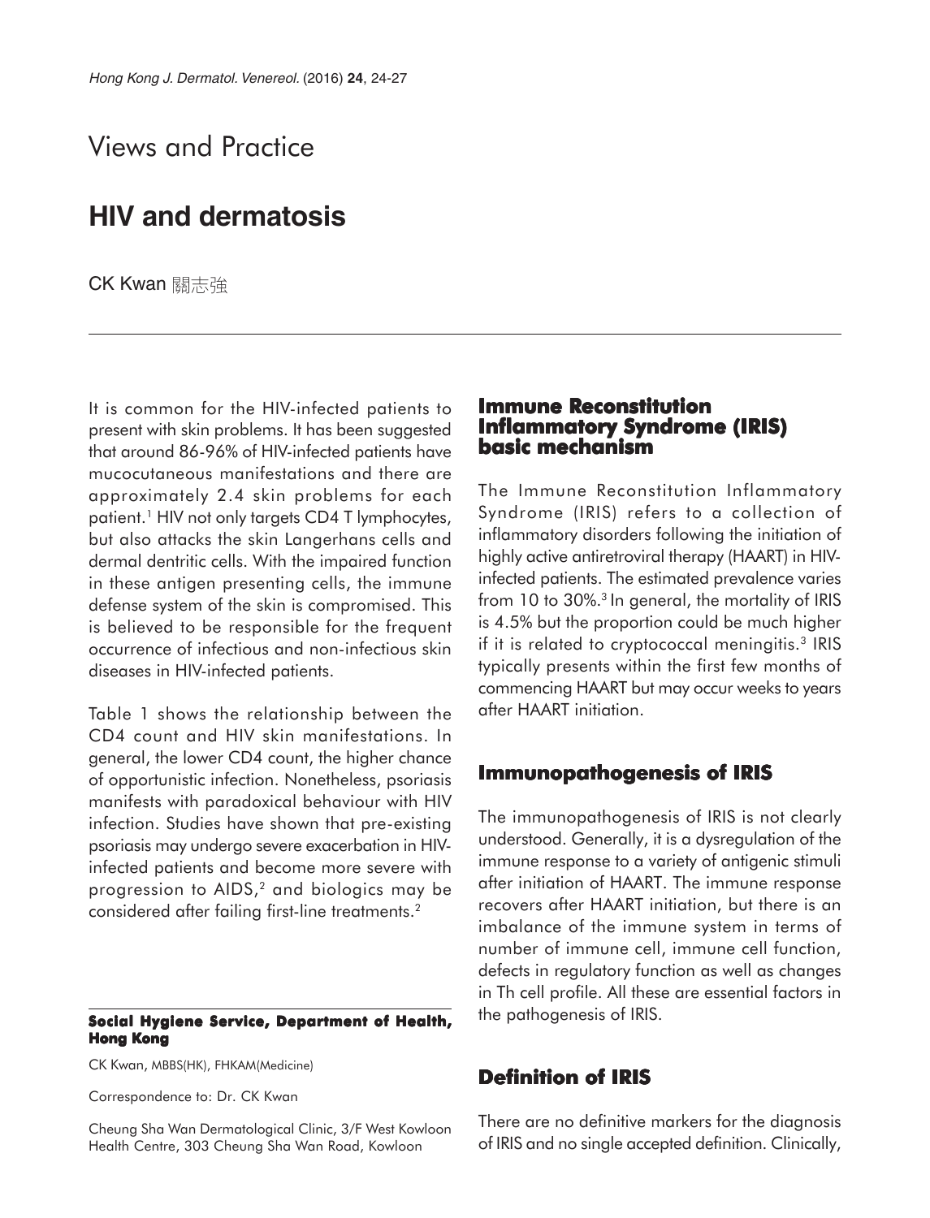Views and Practice

# HIV and dermatosis

CK Kwan 關志強

It is common for the HIV-infected patients to present with skin problems. It has been suggested that around 86-96% of HIV-infected patients have mucocutaneous manifestations and there are approximately 2.4 skin problems for each patient.[1] HIV not only targets CD4 T lymphocytes, but also attacks the skin Langerhans cells and dermal dentritic cells. With the impaired function in these antigen presenting cells, the immune defense system of the skin is compromised. This is believed to be responsible for the frequent occurrence of infectious and non-infectious skin diseases in HIV-infected patients.

Table 1 shows the relationship between the CD4 count and HIV skin manifestations. In general, the lower CD4 count, the higher chance of opportunistic infection. Nonetheless, psoriasis manifests with paradoxical behaviour with HIV infection. Studies have shown that pre-existing psoriasis may undergo severe exacerbation in HIV-infected patients and become more severe with progression to AIDS,[2] and biologics may be considered after failing first-line treatments.[2]

**Social Hygiene Service, Department of Health, Hong Kong**

CK Kwan, MBBS(HK), FHKAM(Medicine)

Correspondence to: Dr. CK Kwan

Cheung Sha Wan Dermatological Clinic, 3/F West Kowloon Health Centre, 303 Cheung Sha Wan Road, Kowloon

## Immune Reconstitution Inflammatory Syndrome (IRIS) basic mechanism

The Immune Reconstitution Inflammatory Syndrome (IRIS) refers to a collection of inflammatory disorders following the initiation of highly active antiretroviral therapy (HAART) in HIV-infected patients. The estimated prevalence varies from 10 to 30%.[3] In general, the mortality of IRIS is 4.5% but the proportion could be much higher if it is related to cryptococcal meningitis.[3] IRIS typically presents within the first few months of commencing HAART but may occur weeks to years after HAART initiation.

## Immunopathogenesis of IRIS

The immunopathogenesis of IRIS is not clearly understood. Generally, it is a dysregulation of the immune response to a variety of antigenic stimuli after initiation of HAART. The immune response recovers after HAART initiation, but there is an imbalance of the immune system in terms of number of immune cell, immune cell function, defects in regulatory function as well as changes in Th cell profile. All these are essential factors in the pathogenesis of IRIS.

## Definition of IRIS

There are no definitive markers for the diagnosis of IRIS and no single accepted definition. Clinically,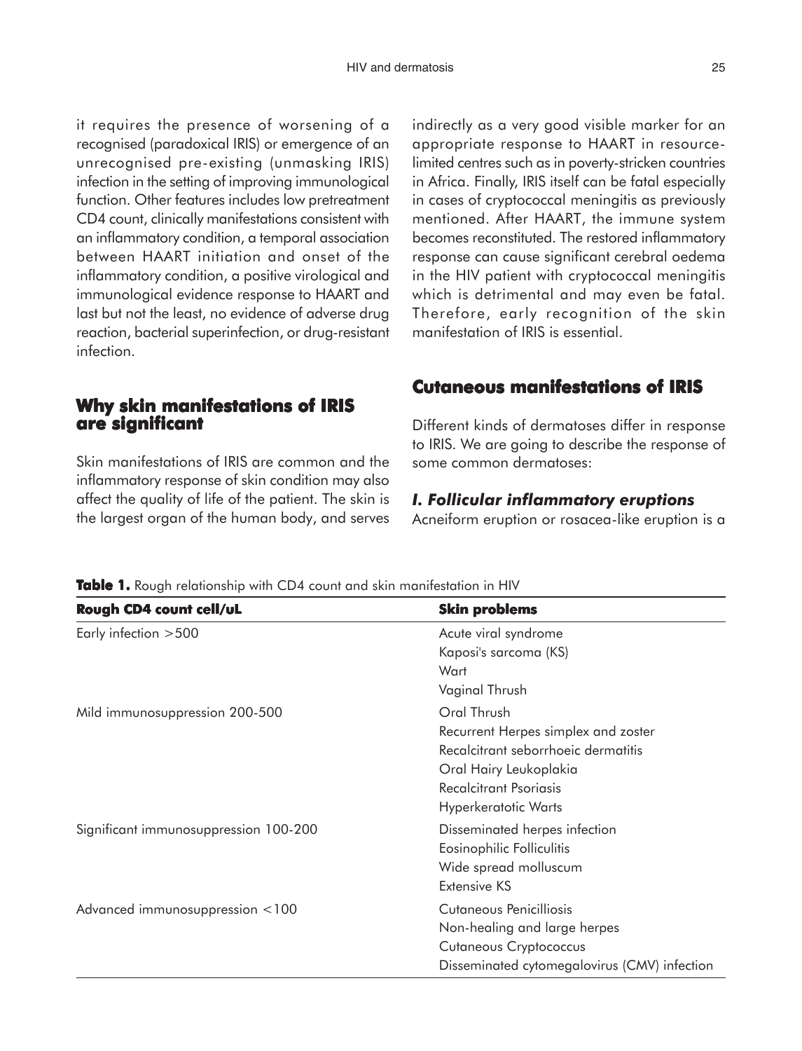it requires the presence of worsening of a recognised (paradoxical IRIS) or emergence of an unrecognised pre-existing (unmasking IRIS) infection in the setting of improving immunological function. Other features includes low pretreatment CD4 count, clinically manifestations consistent with an inflammatory condition, a temporal association between HAART initiation and onset of the inflammatory condition, a positive virological and immunological evidence response to HAART and last but not the least, no evidence of adverse drug reaction, bacterial superinfection, or drug-resistant infection.

## Why skin manifestations of IRIS are significant

Skin manifestations of IRIS are common and the inflammatory response of skin condition may also affect the quality of life of the patient. The skin is the largest organ of the human body, and serves indirectly as a very good visible marker for an appropriate response to HAART in resource-limited centres such as in poverty-stricken countries in Africa. Finally, IRIS itself can be fatal especially in cases of cryptococcal meningitis as previously mentioned. After HAART, the immune system becomes reconstituted. The restored inflammatory response can cause significant cerebral oedema in the HIV patient with cryptococcal meningitis which is detrimental and may even be fatal. Therefore, early recognition of the skin manifestation of IRIS is essential.

## Cutaneous manifestations of IRIS

Different kinds of dermatoses differ in response to IRIS. We are going to describe the response of some common dermatoses:

### *I. Follicular inflammatory eruptions*

Acneiform eruption or rosacea-like eruption is a

**Table 1.** Rough relationship with CD4 count and skin manifestation in HIV

| Rough CD4 count cell/uL | Skin problems |
|---|---|
| Early infection >500 | Acute viral syndrome<br>Kaposi's sarcoma (KS)<br>Wart<br>Vaginal Thrush |
| Mild immunosuppression 200-500 | Oral Thrush<br>Recurrent Herpes simplex and zoster<br>Recalcitrant seborrhoeic dermatitis<br>Oral Hairy Leukoplakia<br>Recalcitrant Psoriasis<br>Hyperkeratotic Warts |
| Significant immunosuppression 100-200 | Disseminated herpes infection<br>Eosinophilic Folliculitis<br>Wide spread molluscum<br>Extensive KS |
| Advanced immunosuppression <100 | Cutaneous Penicilliosis<br>Non-healing and large herpes<br>Cutaneous Cryptococcus<br>Disseminated cytomegalovirus (CMV) infection |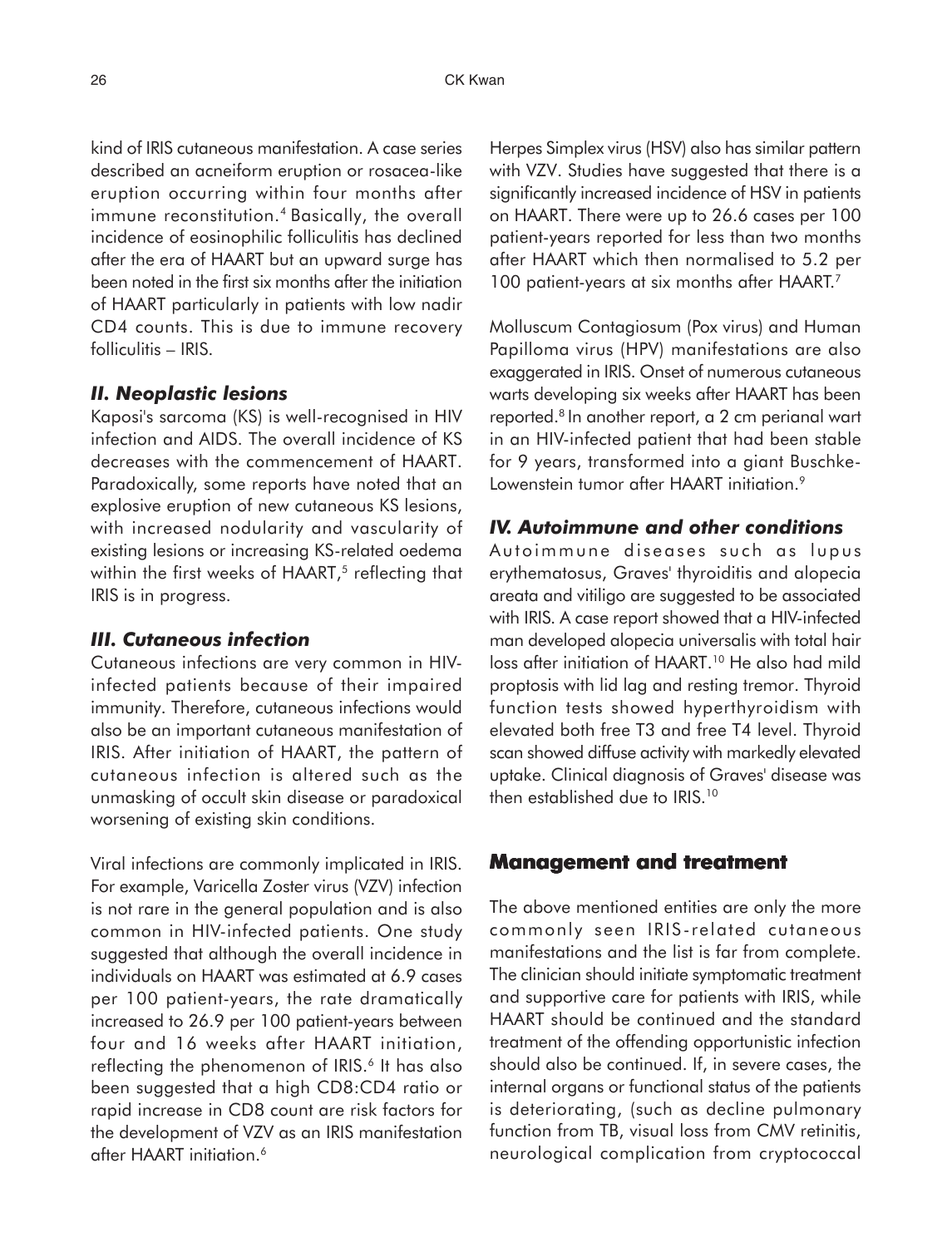kind of IRIS cutaneous manifestation. A case series described an acneiform eruption or rosacea-like eruption occurring within four months after immune reconstitution.[4] Basically, the overall incidence of eosinophilic folliculitis has declined after the era of HAART but an upward surge has been noted in the first six months after the initiation of HAART particularly in patients with low nadir CD4 counts. This is due to immune recovery folliculitis – IRIS.

### *II. Neoplastic lesions*

Kaposi's sarcoma (KS) is well-recognised in HIV infection and AIDS. The overall incidence of KS decreases with the commencement of HAART. Paradoxically, some reports have noted that an explosive eruption of new cutaneous KS lesions, with increased nodularity and vascularity of existing lesions or increasing KS-related oedema within the first weeks of HAART,[5] reflecting that IRIS is in progress.

### *III. Cutaneous infection*

Cutaneous infections are very common in HIV-infected patients because of their impaired immunity. Therefore, cutaneous infections would also be an important cutaneous manifestation of IRIS. After initiation of HAART, the pattern of cutaneous infection is altered such as the unmasking of occult skin disease or paradoxical worsening of existing skin conditions.

Viral infections are commonly implicated in IRIS. For example, Varicella Zoster virus (VZV) infection is not rare in the general population and is also common in HIV-infected patients. One study suggested that although the overall incidence in individuals on HAART was estimated at 6.9 cases per 100 patient-years, the rate dramatically increased to 26.9 per 100 patient-years between four and 16 weeks after HAART initiation, reflecting the phenomenon of IRIS.[6] It has also been suggested that a high CD8:CD4 ratio or rapid increase in CD8 count are risk factors for the development of VZV as an IRIS manifestation after HAART initiation.[6]

Herpes Simplex virus (HSV) also has similar pattern with VZV. Studies have suggested that there is a significantly increased incidence of HSV in patients on HAART. There were up to 26.6 cases per 100 patient-years reported for less than two months after HAART which then normalised to 5.2 per 100 patient-years at six months after HAART.[7]

Molluscum Contagiosum (Pox virus) and Human Papilloma virus (HPV) manifestations are also exaggerated in IRIS. Onset of numerous cutaneous warts developing six weeks after HAART has been reported.[8] In another report, a 2 cm perianal wart in an HIV-infected patient that had been stable for 9 years, transformed into a giant Buschke-Lowenstein tumor after HAART initiation.[9]

### *IV. Autoimmune and other conditions*

Autoimmune diseases such as lupus erythematosus, Graves' thyroiditis and alopecia areata and vitiligo are suggested to be associated with IRIS. A case report showed that a HIV-infected man developed alopecia universalis with total hair loss after initiation of HAART.[10] He also had mild proptosis with lid lag and resting tremor. Thyroid function tests showed hyperthyroidism with elevated both free T3 and free T4 level. Thyroid scan showed diffuse activity with markedly elevated uptake. Clinical diagnosis of Graves' disease was then established due to IRIS.[10]

## **Management and treatment**

The above mentioned entities are only the more commonly seen IRIS-related cutaneous manifestations and the list is far from complete. The clinician should initiate symptomatic treatment and supportive care for patients with IRIS, while HAART should be continued and the standard treatment of the offending opportunistic infection should also be continued. If, in severe cases, the internal organs or functional status of the patients is deteriorating, (such as decline pulmonary function from TB, visual loss from CMV retinitis, neurological complication from cryptococcal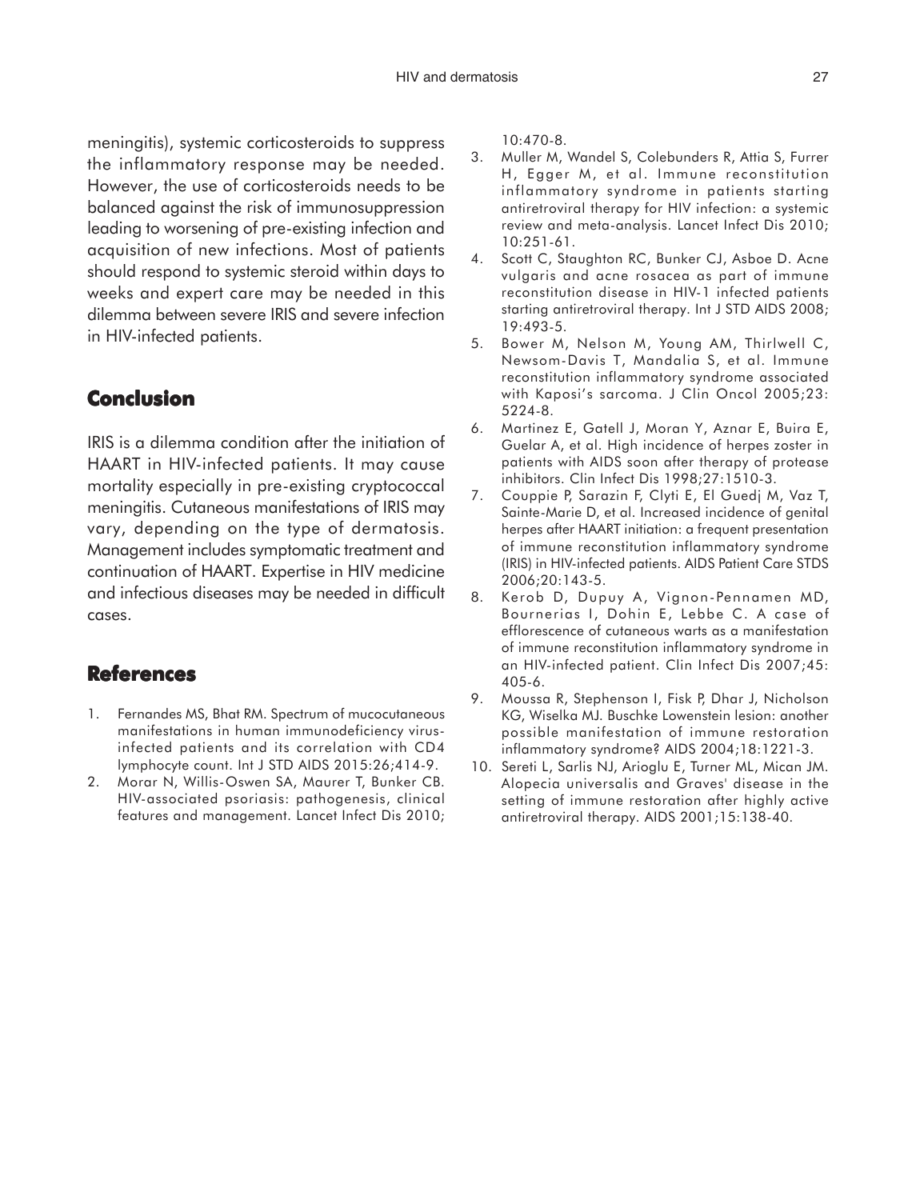meningitis), systemic corticosteroids to suppress the inflammatory response may be needed. However, the use of corticosteroids needs to be balanced against the risk of immunosuppression leading to worsening of pre-existing infection and acquisition of new infections. Most of patients should respond to systemic steroid within days to weeks and expert care may be needed in this dilemma between severe IRIS and severe infection in HIV-infected patients.

## Conclusion

IRIS is a dilemma condition after the initiation of HAART in HIV-infected patients. It may cause mortality especially in pre-existing cryptococcal meningitis. Cutaneous manifestations of IRIS may vary, depending on the type of dermatosis. Management includes symptomatic treatment and continuation of HAART. Expertise in HIV medicine and infectious diseases may be needed in difficult cases.

## References

1. Fernandes MS, Bhat RM. Spectrum of mucocutaneous manifestations in human immunodeficiency virus-infected patients and its correlation with CD4 lymphocyte count. Int J STD AIDS 2015:26;414-9.
2. Morar N, Willis-Oswen SA, Maurer T, Bunker CB. HIV-associated psoriasis: pathogenesis, clinical features and management. Lancet Infect Dis 2010; 10:470-8.
3. Muller M, Wandel S, Colebunders R, Attia S, Furrer H, Egger M, et al. Immune reconstitution inflammatory syndrome in patients starting antiretroviral therapy for HIV infection: a systemic review and meta-analysis. Lancet Infect Dis 2010; 10:251-61.
4. Scott C, Staughton RC, Bunker CJ, Asboe D. Acne vulgaris and acne rosacea as part of immune reconstitution disease in HIV-1 infected patients starting antiretroviral therapy. Int J STD AIDS 2008; 19:493-5.
5. Bower M, Nelson M, Young AM, Thirlwell C, Newsom-Davis T, Mandalia S, et al. Immune reconstitution inflammatory syndrome associated with Kaposi's sarcoma. J Clin Oncol 2005;23: 5224-8.
6. Martinez E, Gatell J, Moran Y, Aznar E, Buira E, Guelar A, et al. High incidence of herpes zoster in patients with AIDS soon after therapy of protease inhibitors. Clin Infect Dis 1998;27:1510-3.
7. Couppie P, Sarazin F, Clyti E, El Guedj M, Vaz T, Sainte-Marie D, et al. Increased incidence of genital herpes after HAART initiation: a frequent presentation of immune reconstitution inflammatory syndrome (IRIS) in HIV-infected patients. AIDS Patient Care STDS 2006;20:143-5.
8. Kerob D, Dupuy A, Vignon-Pennamen MD, Bournerias I, Dohin E, Lebbe C. A case of efflorescence of cutaneous warts as a manifestation of immune reconstitution inflammatory syndrome in an HIV-infected patient. Clin Infect Dis 2007;45: 405-6.
9. Moussa R, Stephenson I, Fisk P, Dhar J, Nicholson KG, Wiselka MJ. Buschke Lowenstein lesion: another possible manifestation of immune restoration inflammatory syndrome? AIDS 2004;18:1221-3.
10. Sereti L, Sarlis NJ, Arioglu E, Turner ML, Mican JM. Alopecia universalis and Graves' disease in the setting of immune restoration after highly active antiretroviral therapy. AIDS 2001;15:138-40.